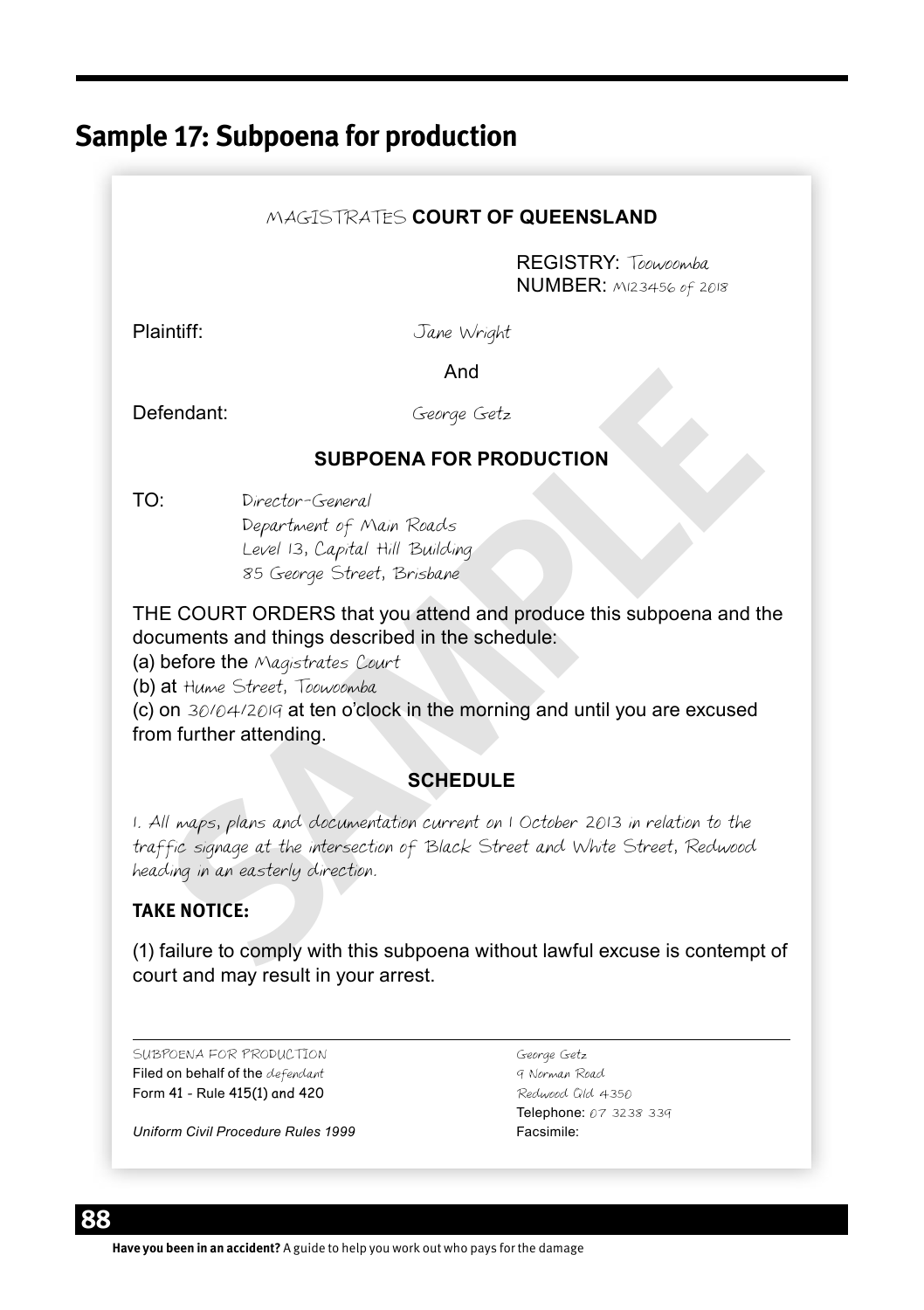# Sample 17: Subpoena for production

MAGISTRATES **COURT OF QUEENSLAND**

REGISTRY: Toowoomba
NUMBER: M123456 of 2018

Plaintiff: Jane Wright

And

Defendant: George Getz

**SUBPOENA FOR PRODUCTION**

TO: Director-General
Department of Main Roads
Level 13, Capital Hill Building
85 George Street, Brisbane

THE COURT ORDERS that you attend and produce this subpoena and the documents and things described in the schedule:

(a) before the Magistrates Court

(b) at Hume Street, Toowoomba

(c) on 30/04/2019 at ten o'clock in the morning and until you are excused from further attending.

**SCHEDULE**

1. All maps, plans and documentation current on 1 October 2013 in relation to the traffic signage at the intersection of Black Street and White Street, Redwood heading in an easterly direction.

**TAKE NOTICE:**

(1) failure to comply with this subpoena without lawful excuse is contempt of court and may result in your arrest.

---

SUBPOENA FOR PRODUCTION
Filed on behalf of the defendant
Form 41 - Rule 415(1) and 420

*Uniform Civil Procedure Rules 1999*

George Getz
9 Norman Road
Redwood Qld 4350
Telephone: 07 3238 339
Facsimile: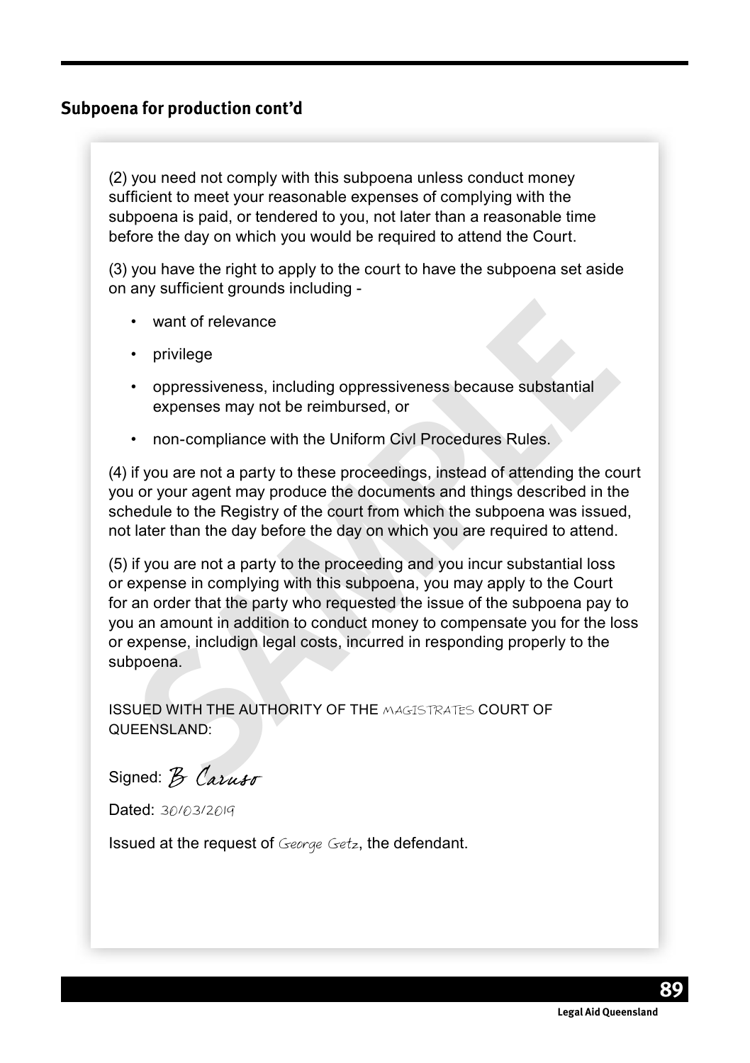## Subpoena for production cont'd

(2) you need not comply with this subpoena unless conduct money sufficient to meet your reasonable expenses of complying with the subpoena is paid, or tendered to you, not later than a reasonable time before the day on which you would be required to attend the Court.

(3) you have the right to apply to the court to have the subpoena set aside on any sufficient grounds including -

- want of relevance
- privilege
- oppressiveness, including oppressiveness because substantial expenses may not be reimbursed, or
- non-compliance with the Uniform Civl Procedures Rules.

(4) if you are not a party to these proceedings, instead of attending the court you or your agent may produce the documents and things described in the schedule to the Registry of the court from which the subpoena was issued, not later than the day before the day on which you are required to attend.

(5) if you are not a party to the proceeding and you incur substantial loss or expense in complying with this subpoena, you may apply to the Court for an order that the party who requested the issue of the subpoena pay to you an amount in addition to conduct money to compensate you for the loss or expense, includign legal costs, incurred in responding properly to the subpoena.

ISSUED WITH THE AUTHORITY OF THE MAGISTRATES COURT OF QUEENSLAND:

Signed: B Caruso

Dated: 30/03/2019

Issued at the request of George Getz, the defendant.

SAMPLE